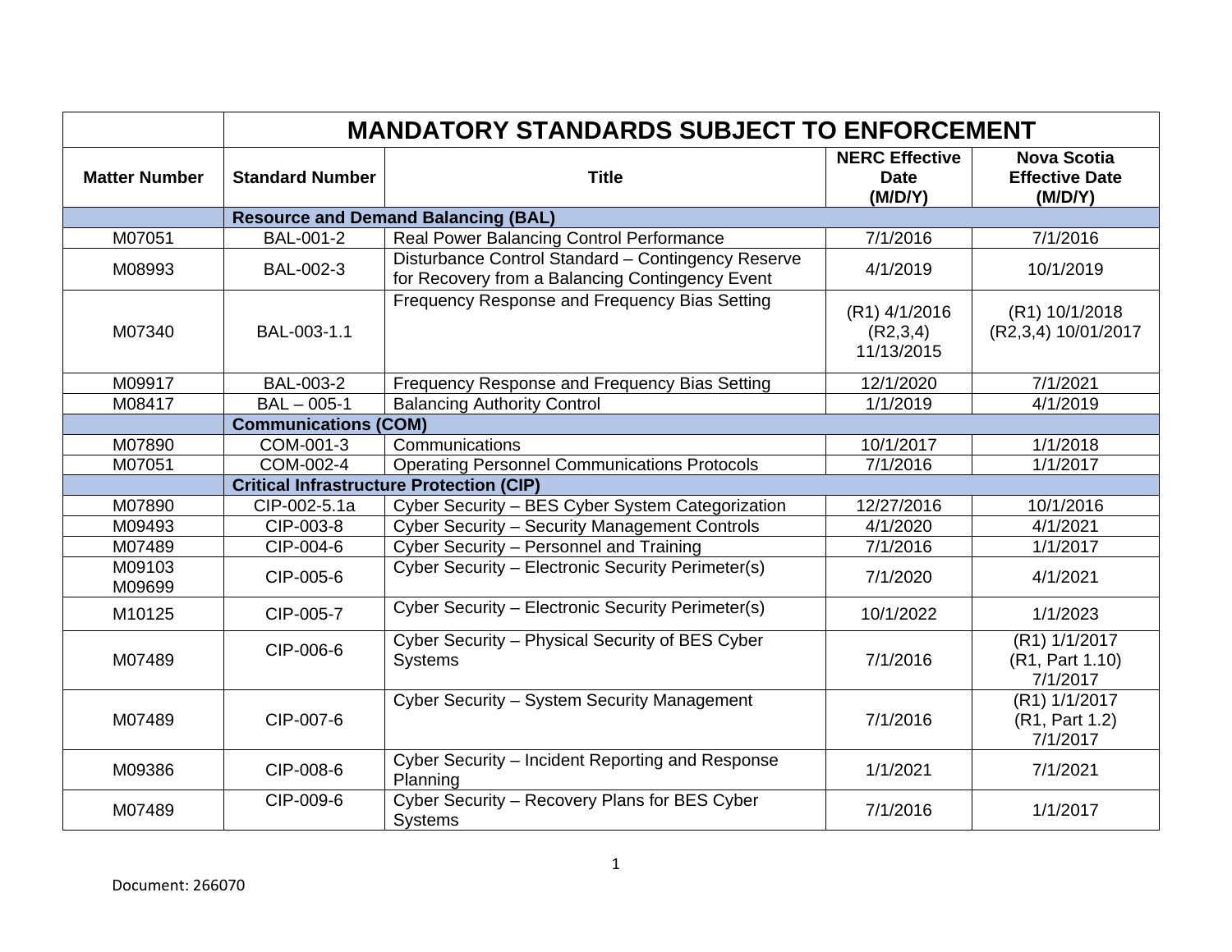| | MANDATORY STANDARDS SUBJECT TO ENFORCEMENT | | | |
|---|---|---|---|---|
| **Matter Number** | **Standard Number** | **Title** | **NERC Effective Date (M/D/Y)** | **Nova Scotia Effective Date (M/D/Y)** |
| | **Resource and Demand Balancing (BAL)** | | | |
| M07051 | BAL-001-2 | Real Power Balancing Control Performance | 7/1/2016 | 7/1/2016 |
| M08993 | BAL-002-3 | Disturbance Control Standard – Contingency Reserve for Recovery from a Balancing Contingency Event | 4/1/2019 | 10/1/2019 |
| M07340 | BAL-003-1.1 | Frequency Response and Frequency Bias Setting | (R1) 4/1/2016 (R2,3,4) 11/13/2015 | (R1) 10/1/2018 (R2,3,4) 10/01/2017 |
| M09917 | BAL-003-2 | Frequency Response and Frequency Bias Setting | 12/1/2020 | 7/1/2021 |
| M08417 | BAL – 005-1 | Balancing Authority Control | 1/1/2019 | 4/1/2019 |
| | **Communications (COM)** | | | |
| M07890 | COM-001-3 | Communications | 10/1/2017 | 1/1/2018 |
| M07051 | COM-002-4 | Operating Personnel Communications Protocols | 7/1/2016 | 1/1/2017 |
| | **Critical Infrastructure Protection (CIP)** | | | |
| M07890 | CIP-002-5.1a | Cyber Security – BES Cyber System Categorization | 12/27/2016 | 10/1/2016 |
| M09493 | CIP-003-8 | Cyber Security – Security Management Controls | 4/1/2020 | 4/1/2021 |
| M07489 | CIP-004-6 | Cyber Security – Personnel and Training | 7/1/2016 | 1/1/2017 |
| M09103 M09699 | CIP-005-6 | Cyber Security – Electronic Security Perimeter(s) | 7/1/2020 | 4/1/2021 |
| M10125 | CIP-005-7 | Cyber Security – Electronic Security Perimeter(s) | 10/1/2022 | 1/1/2023 |
| M07489 | CIP-006-6 | Cyber Security – Physical Security of BES Cyber Systems | 7/1/2016 | (R1) 1/1/2017 (R1, Part 1.10) 7/1/2017 |
| M07489 | CIP-007-6 | Cyber Security – System Security Management | 7/1/2016 | (R1) 1/1/2017 (R1, Part 1.2) 7/1/2017 |
| M09386 | CIP-008-6 | Cyber Security – Incident Reporting and Response Planning | 1/1/2021 | 7/1/2021 |
| M07489 | CIP-009-6 | Cyber Security – Recovery Plans for BES Cyber Systems | 7/1/2016 | 1/1/2017 |

Document: 266070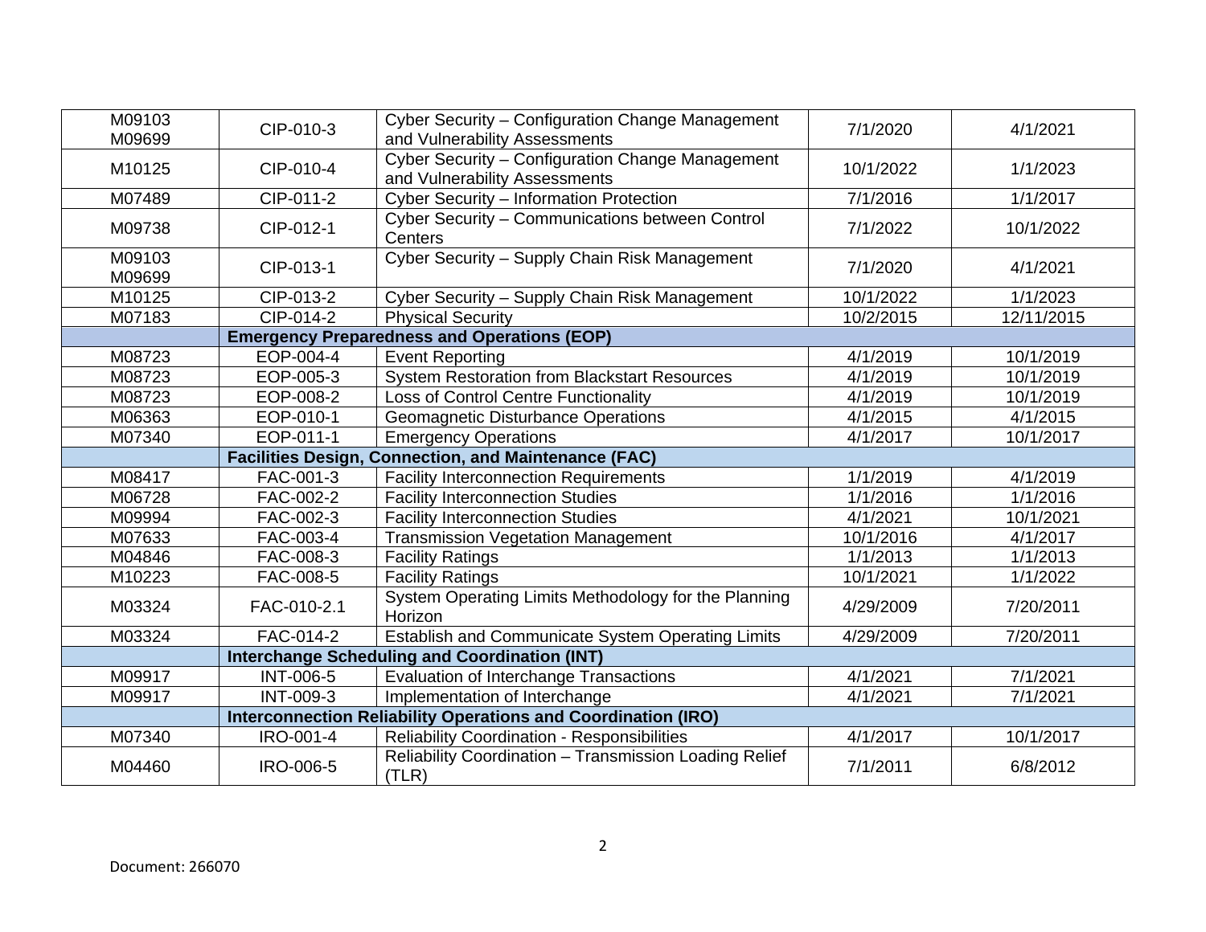| | | | | |
|---|---|---|---|---|
| M09103 M09699 | CIP-010-3 | Cyber Security – Configuration Change Management and Vulnerability Assessments | 7/1/2020 | 4/1/2021 |
| M10125 | CIP-010-4 | Cyber Security – Configuration Change Management and Vulnerability Assessments | 10/1/2022 | 1/1/2023 |
| M07489 | CIP-011-2 | Cyber Security – Information Protection | 7/1/2016 | 1/1/2017 |
| M09738 | CIP-012-1 | Cyber Security – Communications between Control Centers | 7/1/2022 | 10/1/2022 |
| M09103 M09699 | CIP-013-1 | Cyber Security – Supply Chain Risk Management | 7/1/2020 | 4/1/2021 |
| M10125 | CIP-013-2 | Cyber Security – Supply Chain Risk Management | 10/1/2022 | 1/1/2023 |
| M07183 | CIP-014-2 | Physical Security | 10/2/2015 | 12/11/2015 |
| | **Emergency Preparedness and Operations (EOP)** | | | |
| M08723 | EOP-004-4 | Event Reporting | 4/1/2019 | 10/1/2019 |
| M08723 | EOP-005-3 | System Restoration from Blackstart Resources | 4/1/2019 | 10/1/2019 |
| M08723 | EOP-008-2 | Loss of Control Centre Functionality | 4/1/2019 | 10/1/2019 |
| M06363 | EOP-010-1 | Geomagnetic Disturbance Operations | 4/1/2015 | 4/1/2015 |
| M07340 | EOP-011-1 | Emergency Operations | 4/1/2017 | 10/1/2017 |
| | **Facilities Design, Connection, and Maintenance (FAC)** | | | |
| M08417 | FAC-001-3 | Facility Interconnection Requirements | 1/1/2019 | 4/1/2019 |
| M06728 | FAC-002-2 | Facility Interconnection Studies | 1/1/2016 | 1/1/2016 |
| M09994 | FAC-002-3 | Facility Interconnection Studies | 4/1/2021 | 10/1/2021 |
| M07633 | FAC-003-4 | Transmission Vegetation Management | 10/1/2016 | 4/1/2017 |
| M04846 | FAC-008-3 | Facility Ratings | 1/1/2013 | 1/1/2013 |
| M10223 | FAC-008-5 | Facility Ratings | 10/1/2021 | 1/1/2022 |
| M03324 | FAC-010-2.1 | System Operating Limits Methodology for the Planning Horizon | 4/29/2009 | 7/20/2011 |
| M03324 | FAC-014-2 | Establish and Communicate System Operating Limits | 4/29/2009 | 7/20/2011 |
| | **Interchange Scheduling and Coordination (INT)** | | | |
| M09917 | INT-006-5 | Evaluation of Interchange Transactions | 4/1/2021 | 7/1/2021 |
| M09917 | INT-009-3 | Implementation of Interchange | 4/1/2021 | 7/1/2021 |
| | **Interconnection Reliability Operations and Coordination (IRO)** | | | |
| M07340 | IRO-001-4 | Reliability Coordination - Responsibilities | 4/1/2017 | 10/1/2017 |
| M04460 | IRO-006-5 | Reliability Coordination – Transmission Loading Relief (TLR) | 7/1/2011 | 6/8/2012 |

Document: 266070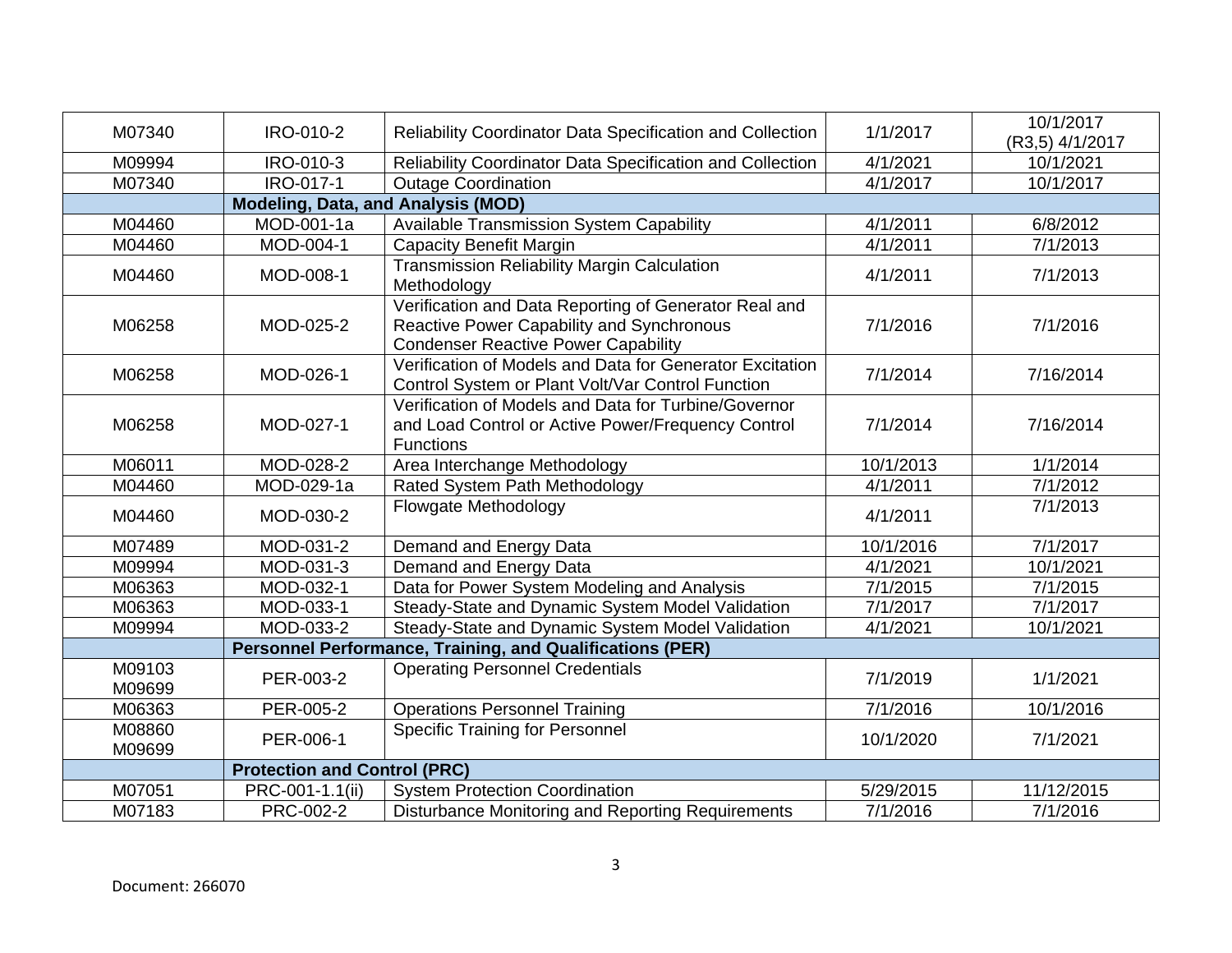| | | | | |
|---|---|---|---|---|
| M07340 | IRO-010-2 | Reliability Coordinator Data Specification and Collection | 1/1/2017 | 10/1/2017 (R3,5) 4/1/2017 |
| M09994 | IRO-010-3 | Reliability Coordinator Data Specification and Collection | 4/1/2021 | 10/1/2021 |
| M07340 | IRO-017-1 | Outage Coordination | 4/1/2017 | 10/1/2017 |
| | **Modeling, Data, and Analysis (MOD)** | | | |
| M04460 | MOD-001-1a | Available Transmission System Capability | 4/1/2011 | 6/8/2012 |
| M04460 | MOD-004-1 | Capacity Benefit Margin | 4/1/2011 | 7/1/2013 |
| M04460 | MOD-008-1 | Transmission Reliability Margin Calculation Methodology | 4/1/2011 | 7/1/2013 |
| M06258 | MOD-025-2 | Verification and Data Reporting of Generator Real and Reactive Power Capability and Synchronous Condenser Reactive Power Capability | 7/1/2016 | 7/1/2016 |
| M06258 | MOD-026-1 | Verification of Models and Data for Generator Excitation Control System or Plant Volt/Var Control Function | 7/1/2014 | 7/16/2014 |
| M06258 | MOD-027-1 | Verification of Models and Data for Turbine/Governor and Load Control or Active Power/Frequency Control Functions | 7/1/2014 | 7/16/2014 |
| M06011 | MOD-028-2 | Area Interchange Methodology | 10/1/2013 | 1/1/2014 |
| M04460 | MOD-029-1a | Rated System Path Methodology | 4/1/2011 | 7/1/2012 |
| M04460 | MOD-030-2 | Flowgate Methodology | 4/1/2011 | 7/1/2013 |
| M07489 | MOD-031-2 | Demand and Energy Data | 10/1/2016 | 7/1/2017 |
| M09994 | MOD-031-3 | Demand and Energy Data | 4/1/2021 | 10/1/2021 |
| M06363 | MOD-032-1 | Data for Power System Modeling and Analysis | 7/1/2015 | 7/1/2015 |
| M06363 | MOD-033-1 | Steady-State and Dynamic System Model Validation | 7/1/2017 | 7/1/2017 |
| M09994 | MOD-033-2 | Steady-State and Dynamic System Model Validation | 4/1/2021 | 10/1/2021 |
| | **Personnel Performance, Training, and Qualifications (PER)** | | | |
| M09103 M09699 | PER-003-2 | Operating Personnel Credentials | 7/1/2019 | 1/1/2021 |
| M06363 | PER-005-2 | Operations Personnel Training | 7/1/2016 | 10/1/2016 |
| M08860 M09699 | PER-006-1 | Specific Training for Personnel | 10/1/2020 | 7/1/2021 |
| | **Protection and Control (PRC)** | | | |
| M07051 | PRC-001-1.1(ii) | System Protection Coordination | 5/29/2015 | 11/12/2015 |
| M07183 | PRC-002-2 | Disturbance Monitoring and Reporting Requirements | 7/1/2016 | 7/1/2016 |

Document: 266070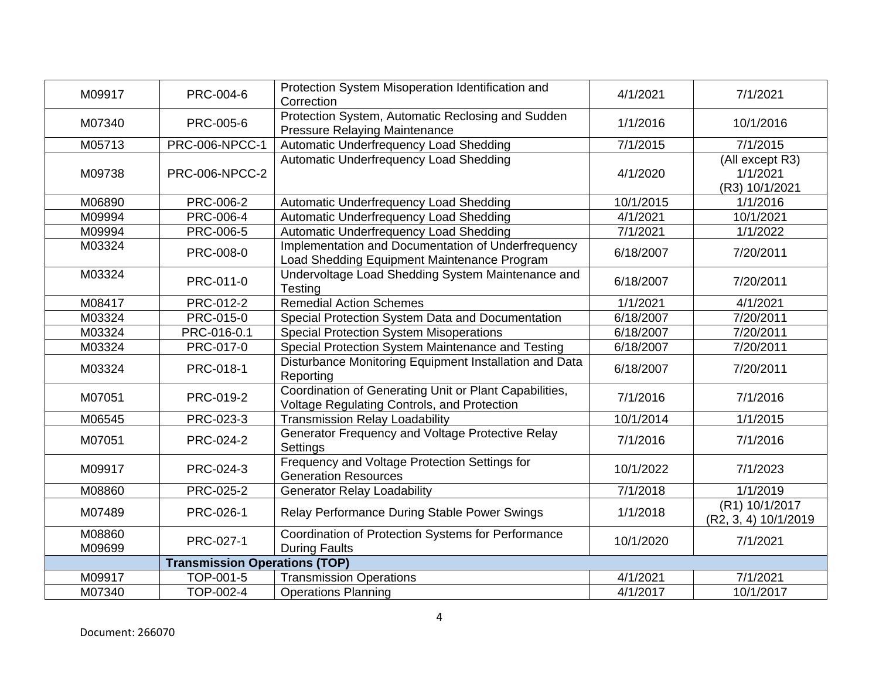| | | | | |
|---|---|---|---|---|
| M09917 | PRC-004-6 | Protection System Misoperation Identification and Correction | 4/1/2021 | 7/1/2021 |
| M07340 | PRC-005-6 | Protection System, Automatic Reclosing and Sudden Pressure Relaying Maintenance | 1/1/2016 | 10/1/2016 |
| M05713 | PRC-006-NPCC-1 | Automatic Underfrequency Load Shedding | 7/1/2015 | 7/1/2015 |
| M09738 | PRC-006-NPCC-2 | Automatic Underfrequency Load Shedding | 4/1/2020 | (All except R3) 1/1/2021 (R3) 10/1/2021 |
| M06890 | PRC-006-2 | Automatic Underfrequency Load Shedding | 10/1/2015 | 1/1/2016 |
| M09994 | PRC-006-4 | Automatic Underfrequency Load Shedding | 4/1/2021 | 10/1/2021 |
| M09994 | PRC-006-5 | Automatic Underfrequency Load Shedding | 7/1/2021 | 1/1/2022 |
| M03324 | PRC-008-0 | Implementation and Documentation of Underfrequency Load Shedding Equipment Maintenance Program | 6/18/2007 | 7/20/2011 |
| M03324 | PRC-011-0 | Undervoltage Load Shedding System Maintenance and Testing | 6/18/2007 | 7/20/2011 |
| M08417 | PRC-012-2 | Remedial Action Schemes | 1/1/2021 | 4/1/2021 |
| M03324 | PRC-015-0 | Special Protection System Data and Documentation | 6/18/2007 | 7/20/2011 |
| M03324 | PRC-016-0.1 | Special Protection System Misoperations | 6/18/2007 | 7/20/2011 |
| M03324 | PRC-017-0 | Special Protection System Maintenance and Testing | 6/18/2007 | 7/20/2011 |
| M03324 | PRC-018-1 | Disturbance Monitoring Equipment Installation and Data Reporting | 6/18/2007 | 7/20/2011 |
| M07051 | PRC-019-2 | Coordination of Generating Unit or Plant Capabilities, Voltage Regulating Controls, and Protection | 7/1/2016 | 7/1/2016 |
| M06545 | PRC-023-3 | Transmission Relay Loadability | 10/1/2014 | 1/1/2015 |
| M07051 | PRC-024-2 | Generator Frequency and Voltage Protective Relay Settings | 7/1/2016 | 7/1/2016 |
| M09917 | PRC-024-3 | Frequency and Voltage Protection Settings for Generation Resources | 10/1/2022 | 7/1/2023 |
| M08860 | PRC-025-2 | Generator Relay Loadability | 7/1/2018 | 1/1/2019 |
| M07489 | PRC-026-1 | Relay Performance During Stable Power Swings | 1/1/2018 | (R1) 10/1/2017 (R2, 3, 4) 10/1/2019 |
| M08860 M09699 | PRC-027-1 | Coordination of Protection Systems for Performance During Faults | 10/1/2020 | 7/1/2021 |
| | **Transmission Operations (TOP)** | | | |
| M09917 | TOP-001-5 | Transmission Operations | 4/1/2021 | 7/1/2021 |
| M07340 | TOP-002-4 | Operations Planning | 4/1/2017 | 10/1/2017 |

Document: 266070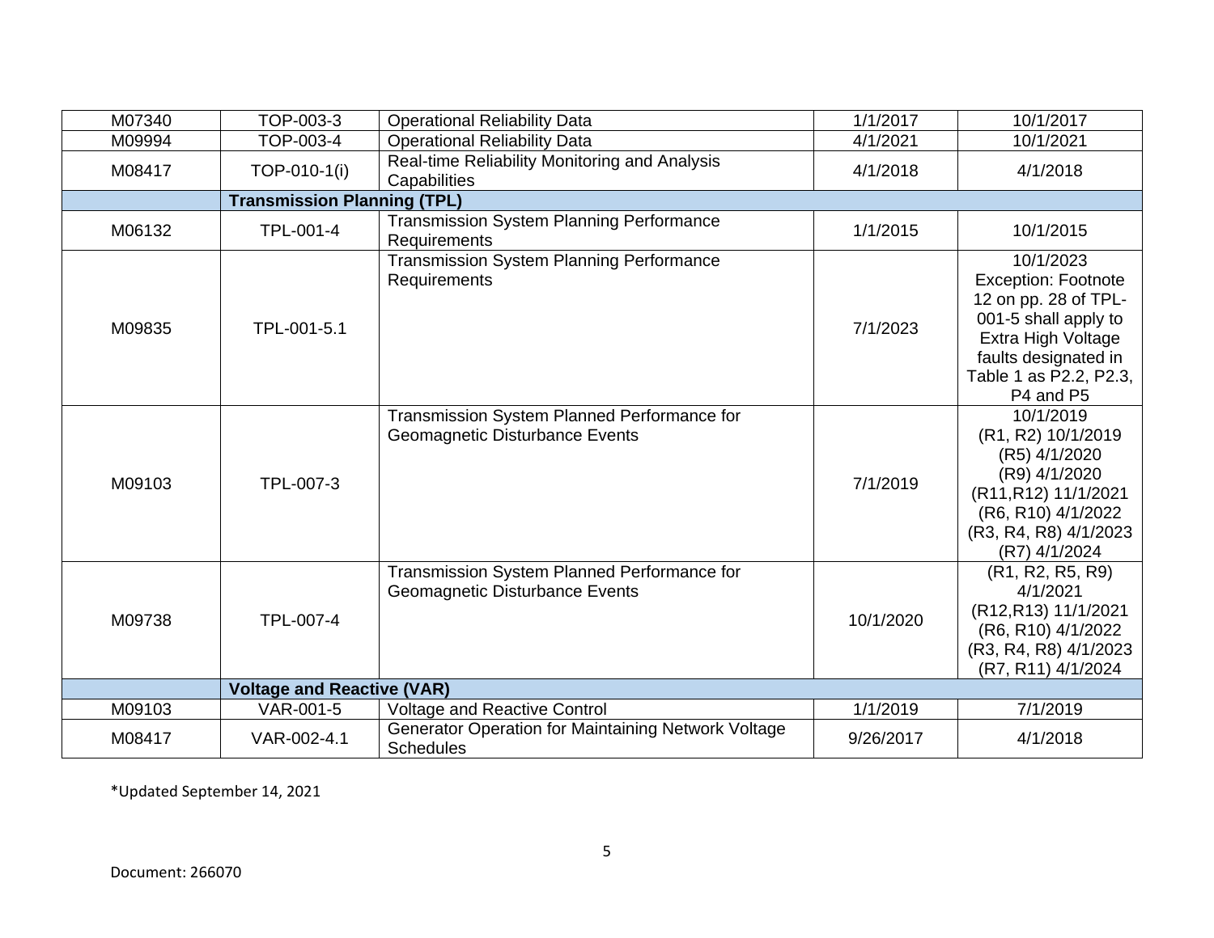| | | | | |
|---|---|---|---|---|
| M07340 | TOP-003-3 | Operational Reliability Data | 1/1/2017 | 10/1/2017 |
| M09994 | TOP-003-4 | Operational Reliability Data | 4/1/2021 | 10/1/2021 |
| M08417 | TOP-010-1(i) | Real-time Reliability Monitoring and Analysis Capabilities | 4/1/2018 | 4/1/2018 |
| | **Transmission Planning (TPL)** | | | |
| M06132 | TPL-001-4 | Transmission System Planning Performance Requirements | 1/1/2015 | 10/1/2015 |
| M09835 | TPL-001-5.1 | Transmission System Planning Performance Requirements | 7/1/2023 | 10/1/2023 Exception: Footnote 12 on pp. 28 of TPL-001-5 shall apply to Extra High Voltage faults designated in Table 1 as P2.2, P2.3, P4 and P5 |
| M09103 | TPL-007-3 | Transmission System Planned Performance for Geomagnetic Disturbance Events | 7/1/2019 | 10/1/2019 (R1, R2) 10/1/2019 (R5) 4/1/2020 (R9) 4/1/2020 (R11,R12) 11/1/2021 (R6, R10) 4/1/2022 (R3, R4, R8) 4/1/2023 (R7) 4/1/2024 |
| M09738 | TPL-007-4 | Transmission System Planned Performance for Geomagnetic Disturbance Events | 10/1/2020 | (R1, R2, R5, R9) 4/1/2021 (R12,R13) 11/1/2021 (R6, R10) 4/1/2022 (R3, R4, R8) 4/1/2023 (R7, R11) 4/1/2024 |
| | **Voltage and Reactive (VAR)** | | | |
| M09103 | VAR-001-5 | Voltage and Reactive Control | 1/1/2019 | 7/1/2019 |
| M08417 | VAR-002-4.1 | Generator Operation for Maintaining Network Voltage Schedules | 9/26/2017 | 4/1/2018 |

*Updated September 14, 2021

Document: 266070